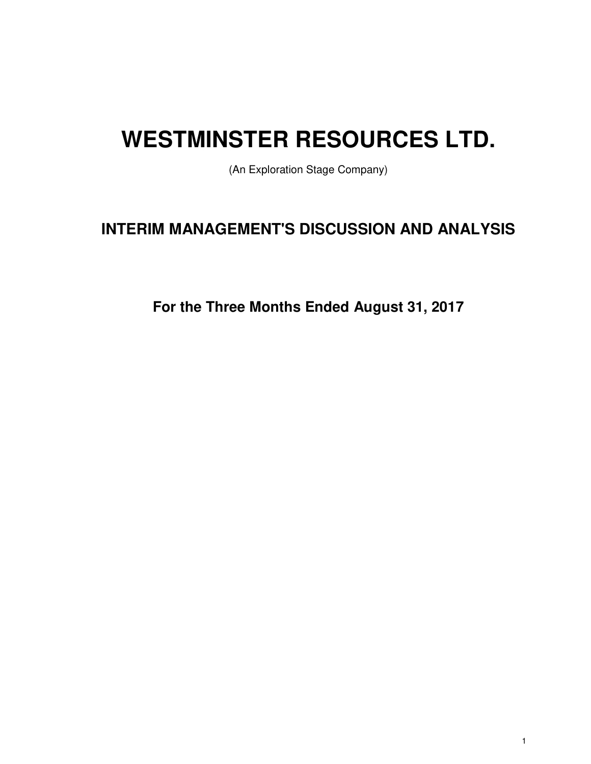# WESTMINSTER RESOURCES LTD.

(An Exploration Stage Company)

## INTERIM MANAGEMENT'S DISCUSSION AND ANALYSIS

### For the Three Months Ended August 31, 2017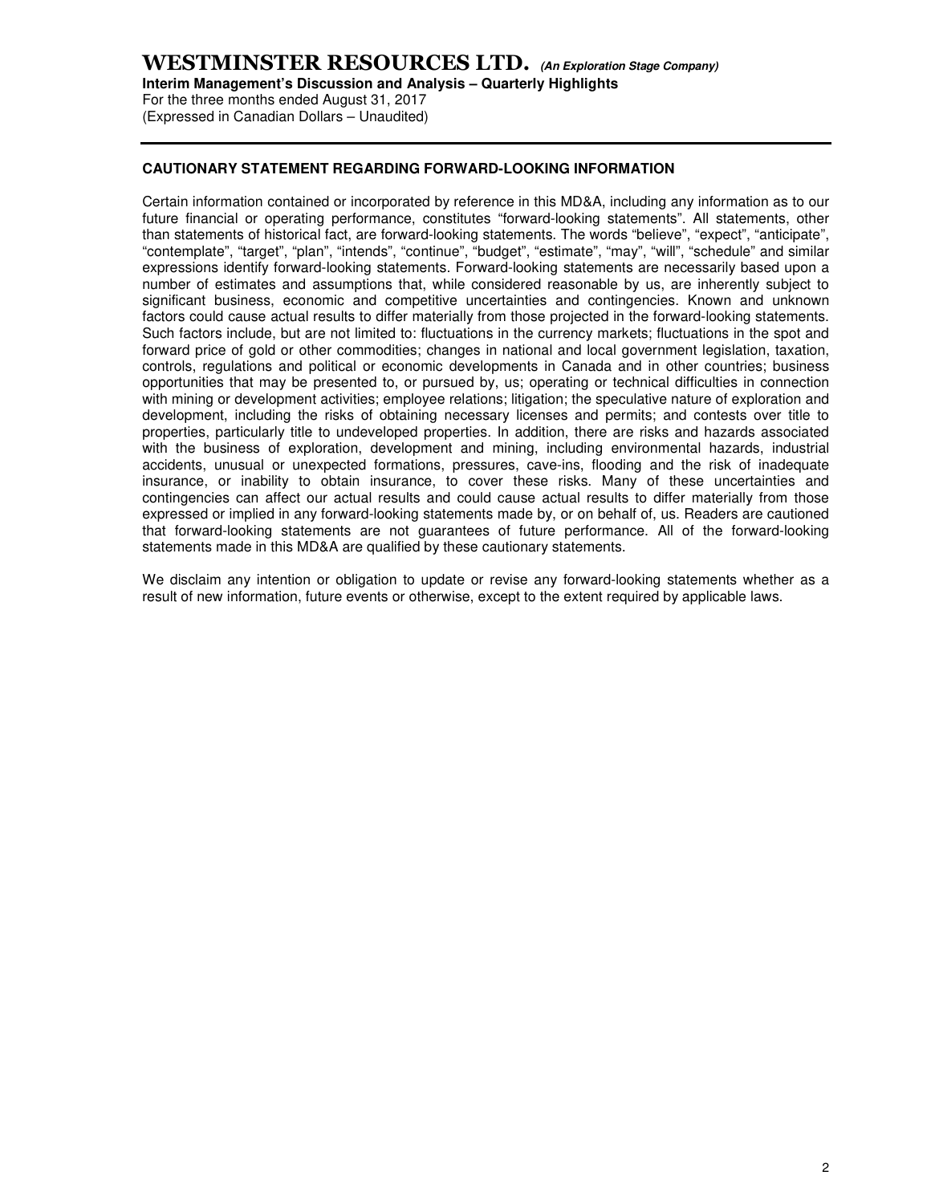## CAUTIONARY STATEMENT REGARDING FORWARD-LOOKING INFORMATION

Certain information contained or incorporated by reference in this MD&A, including any information as to our future financial or operating performance, constitutes "forward-looking statements". All statements, other than statements of historical fact, are forward-looking statements. The words "believe", "expect", "anticipate", "contemplate", "target", "plan", "intends", "continue", "budget", "estimate", "may", "will", "schedule" and similar expressions identify forward-looking statements. Forward-looking statements are necessarily based upon a number of estimates and assumptions that, while considered reasonable by us, are inherently subject to significant business, economic and competitive uncertainties and contingencies. Known and unknown factors could cause actual results to differ materially from those projected in the forward-looking statements. Such factors include, but are not limited to: fluctuations in the currency markets; fluctuations in the spot and forward price of gold or other commodities; changes in national and local government legislation, taxation, controls, regulations and political or economic developments in Canada and in other countries; business opportunities that may be presented to, or pursued by, us; operating or technical difficulties in connection with mining or development activities; employee relations; litigation; the speculative nature of exploration and development, including the risks of obtaining necessary licenses and permits; and contests over title to properties, particularly title to undeveloped properties. In addition, there are risks and hazards associated with the business of exploration, development and mining, including environmental hazards, industrial accidents, unusual or unexpected formations, pressures, cave-ins, flooding and the risk of inadequate insurance, or inability to obtain insurance, to cover these risks. Many of these uncertainties and contingencies can affect our actual results and could cause actual results to differ materially from those expressed or implied in any forward-looking statements made by, or on behalf of, us. Readers are cautioned that forward-looking statements are not guarantees of future performance. All of the forward-looking statements made in this MD&A are qualified by these cautionary statements.

We disclaim any intention or obligation to update or revise any forward-looking statements whether as a result of new information, future events or otherwise, except to the extent required by applicable laws.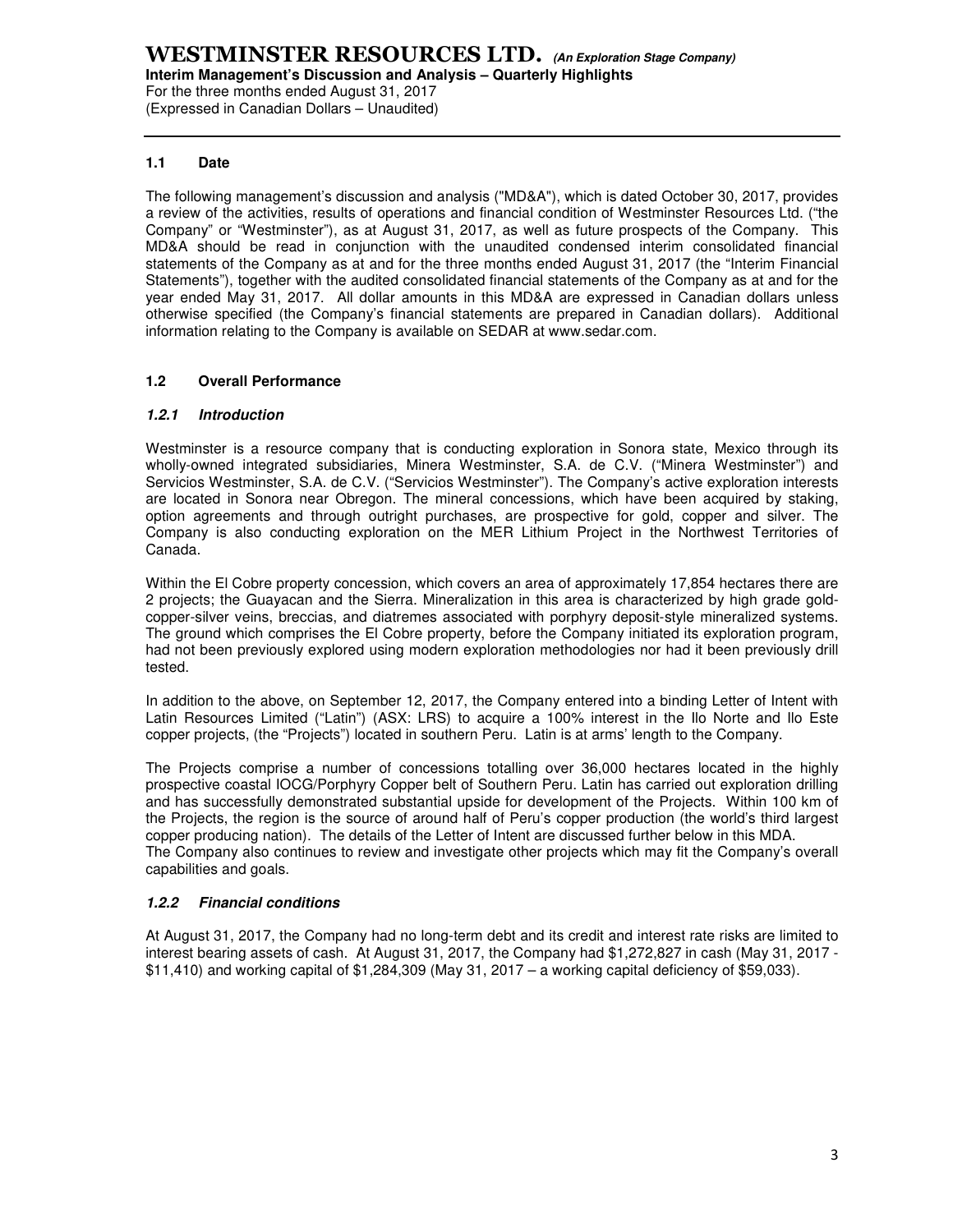## 1.1 Date

The following management's discussion and analysis ("MD&A"), which is dated October 30, 2017, provides a review of the activities, results of operations and financial condition of Westminster Resources Ltd. ("the Company" or "Westminster"), as at August 31, 2017, as well as future prospects of the Company. This MD&A should be read in conjunction with the unaudited condensed interim consolidated financial statements of the Company as at and for the three months ended August 31, 2017 (the "Interim Financial Statements"), together with the audited consolidated financial statements of the Company as at and for the year ended May 31, 2017. All dollar amounts in this MD&A are expressed in Canadian dollars unless otherwise specified (the Company's financial statements are prepared in Canadian dollars). Additional information relating to the Company is available on SEDAR at www.sedar.com.

## 1.2 Overall Performance

### *1.2.1 Introduction*

Westminster is a resource company that is conducting exploration in Sonora state, Mexico through its wholly-owned integrated subsidiaries, Minera Westminster, S.A. de C.V. ("Minera Westminster") and Servicios Westminster, S.A. de C.V. ("Servicios Westminster"). The Company's active exploration interests are located in Sonora near Obregon. The mineral concessions, which have been acquired by staking, option agreements and through outright purchases, are prospective for gold, copper and silver. The Company is also conducting exploration on the MER Lithium Project in the Northwest Territories of Canada.

Within the El Cobre property concession, which covers an area of approximately 17,854 hectares there are 2 projects; the Guayacan and the Sierra. Mineralization in this area is characterized by high grade gold-copper-silver veins, breccias, and diatremes associated with porphyry deposit-style mineralized systems. The ground which comprises the El Cobre property, before the Company initiated its exploration program, had not been previously explored using modern exploration methodologies nor had it been previously drill tested.

In addition to the above, on September 12, 2017, the Company entered into a binding Letter of Intent with Latin Resources Limited ("Latin") (ASX: LRS) to acquire a 100% interest in the Ilo Norte and Ilo Este copper projects, (the "Projects") located in southern Peru. Latin is at arms' length to the Company.

The Projects comprise a number of concessions totalling over 36,000 hectares located in the highly prospective coastal IOCG/Porphyry Copper belt of Southern Peru. Latin has carried out exploration drilling and has successfully demonstrated substantial upside for development of the Projects. Within 100 km of the Projects, the region is the source of around half of Peru's copper production (the world's third largest copper producing nation). The details of the Letter of Intent are discussed further below in this MDA.
The Company also continues to review and investigate other projects which may fit the Company's overall capabilities and goals.

### *1.2.2 Financial conditions*

At August 31, 2017, the Company had no long-term debt and its credit and interest rate risks are limited to interest bearing assets of cash. At August 31, 2017, the Company had $1,272,827 in cash (May 31, 2017 - $11,410) and working capital of $1,284,309 (May 31, 2017 – a working capital deficiency of $59,033).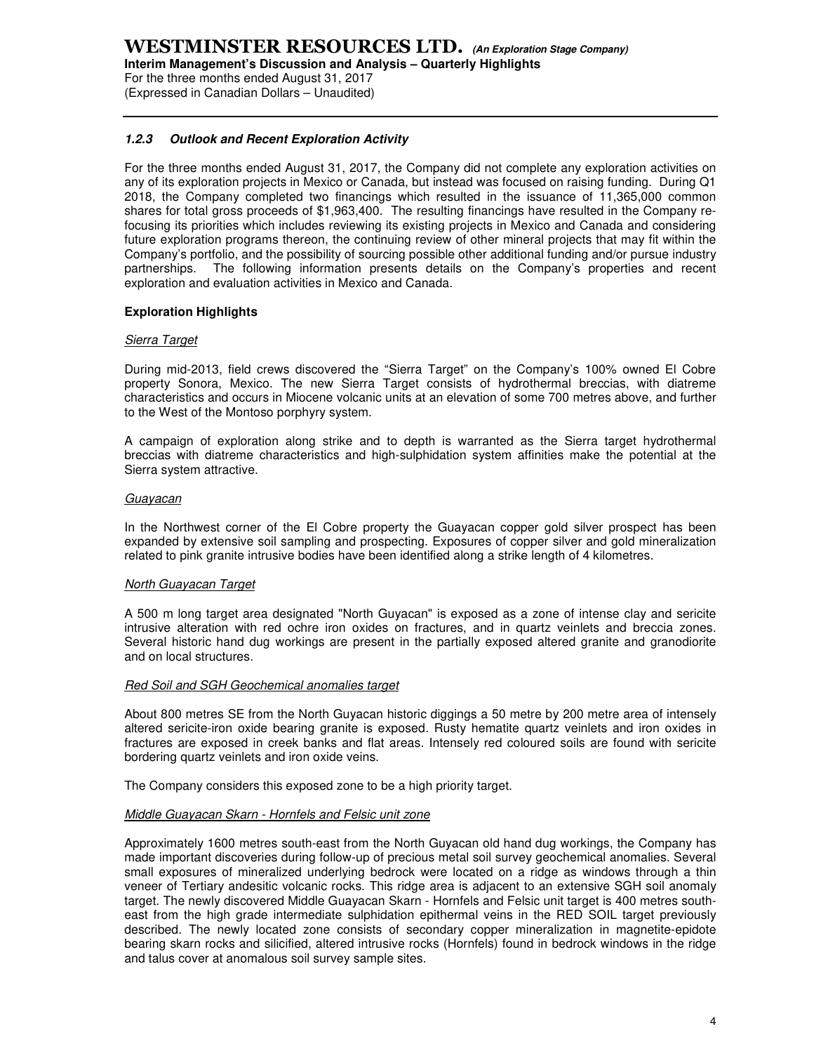#### *1.2.3 Outlook and Recent Exploration Activity*

For the three months ended August 31, 2017, the Company did not complete any exploration activities on any of its exploration projects in Mexico or Canada, but instead was focused on raising funding. During Q1 2018, the Company completed two financings which resulted in the issuance of 11,365,000 common shares for total gross proceeds of $1,963,400. The resulting financings have resulted in the Company re-focusing its priorities which includes reviewing its existing projects in Mexico and Canada and considering future exploration programs thereon, the continuing review of other mineral projects that may fit within the Company's portfolio, and the possibility of sourcing possible other additional funding and/or pursue industry partnerships. The following information presents details on the Company's properties and recent exploration and evaluation activities in Mexico and Canada.

**Exploration Highlights**

<u>Sierra Target</u>

During mid-2013, field crews discovered the "Sierra Target" on the Company's 100% owned El Cobre property Sonora, Mexico. The new Sierra Target consists of hydrothermal breccias, with diatreme characteristics and occurs in Miocene volcanic units at an elevation of some 700 metres above, and further to the West of the Montoso porphyry system.

A campaign of exploration along strike and to depth is warranted as the Sierra target hydrothermal breccias with diatreme characteristics and high-sulphidation system affinities make the potential at the Sierra system attractive.

<u>Guayacan</u>

In the Northwest corner of the El Cobre property the Guayacan copper gold silver prospect has been expanded by extensive soil sampling and prospecting. Exposures of copper silver and gold mineralization related to pink granite intrusive bodies have been identified along a strike length of 4 kilometres.

<u>North Guayacan Target</u>

A 500 m long target area designated "North Guyacan" is exposed as a zone of intense clay and sericite intrusive alteration with red ochre iron oxides on fractures, and in quartz veinlets and breccia zones. Several historic hand dug workings are present in the partially exposed altered granite and granodiorite and on local structures.

<u>Red Soil and SGH Geochemical anomalies target</u>

About 800 metres SE from the North Guyacan historic diggings a 50 metre by 200 metre area of intensely altered sericite-iron oxide bearing granite is exposed. Rusty hematite quartz veinlets and iron oxides in fractures are exposed in creek banks and flat areas. Intensely red coloured soils are found with sericite bordering quartz veinlets and iron oxide veins.

The Company considers this exposed zone to be a high priority target.

<u>Middle Guayacan Skarn - Hornfels and Felsic unit zone</u>

Approximately 1600 metres south-east from the North Guyacan old hand dug workings, the Company has made important discoveries during follow-up of precious metal soil survey geochemical anomalies. Several small exposures of mineralized underlying bedrock were located on a ridge as windows through a thin veneer of Tertiary andesitic volcanic rocks. This ridge area is adjacent to an extensive SGH soil anomaly target. The newly discovered Middle Guayacan Skarn - Hornfels and Felsic unit target is 400 metres south-east from the high grade intermediate sulphidation epithermal veins in the RED SOIL target previously described. The newly located zone consists of secondary copper mineralization in magnetite-epidote bearing skarn rocks and silicified, altered intrusive rocks (Hornfels) found in bedrock windows in the ridge and talus cover at anomalous soil survey sample sites.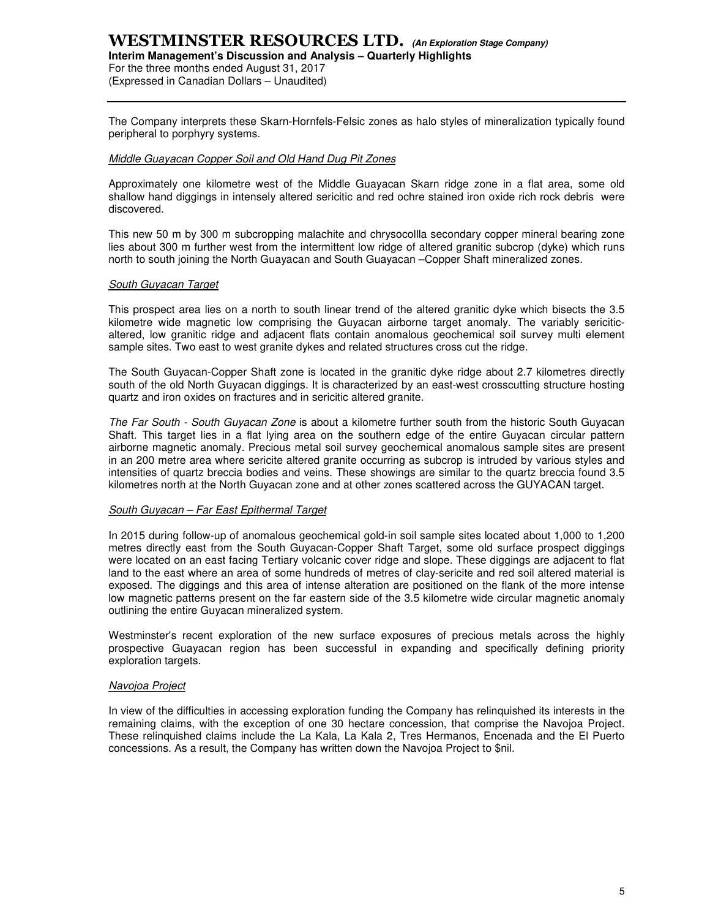The Company interprets these Skarn-Hornfels-Felsic zones as halo styles of mineralization typically found peripheral to porphyry systems.

*Middle Guayacan Copper Soil and Old Hand Dug Pit Zones*

Approximately one kilometre west of the Middle Guayacan Skarn ridge zone in a flat area, some old shallow hand diggings in intensely altered sericitic and red ochre stained iron oxide rich rock debris were discovered.

This new 50 m by 300 m subcropping malachite and chrysocollla secondary copper mineral bearing zone lies about 300 m further west from the intermittent low ridge of altered granitic subcrop (dyke) which runs north to south joining the North Guayacan and South Guayacan –Copper Shaft mineralized zones.

*South Guyacan Target*

This prospect area lies on a north to south linear trend of the altered granitic dyke which bisects the 3.5 kilometre wide magnetic low comprising the Guyacan airborne target anomaly. The variably sericitic-altered, low granitic ridge and adjacent flats contain anomalous geochemical soil survey multi element sample sites. Two east to west granite dykes and related structures cross cut the ridge.

The South Guyacan-Copper Shaft zone is located in the granitic dyke ridge about 2.7 kilometres directly south of the old North Guyacan diggings. It is characterized by an east-west crosscutting structure hosting quartz and iron oxides on fractures and in sericitic altered granite.

*The Far South - South Guyacan Zone* is about a kilometre further south from the historic South Guyacan Shaft. This target lies in a flat lying area on the southern edge of the entire Guyacan circular pattern airborne magnetic anomaly. Precious metal soil survey geochemical anomalous sample sites are present in an 200 metre area where sericite altered granite occurring as subcrop is intruded by various styles and intensities of quartz breccia bodies and veins. These showings are similar to the quartz breccia found 3.5 kilometres north at the North Guyacan zone and at other zones scattered across the GUYACAN target.

*South Guyacan – Far East Epithermal Target*

In 2015 during follow-up of anomalous geochemical gold-in soil sample sites located about 1,000 to 1,200 metres directly east from the South Guyacan-Copper Shaft Target, some old surface prospect diggings were located on an east facing Tertiary volcanic cover ridge and slope. These diggings are adjacent to flat land to the east where an area of some hundreds of metres of clay-sericite and red soil altered material is exposed. The diggings and this area of intense alteration are positioned on the flank of the more intense low magnetic patterns present on the far eastern side of the 3.5 kilometre wide circular magnetic anomaly outlining the entire Guyacan mineralized system.

Westminster's recent exploration of the new surface exposures of precious metals across the highly prospective Guayacan region has been successful in expanding and specifically defining priority exploration targets.

*Navojoa Project*

In view of the difficulties in accessing exploration funding the Company has relinquished its interests in the remaining claims, with the exception of one 30 hectare concession, that comprise the Navojoa Project. These relinquished claims include the La Kala, La Kala 2, Tres Hermanos, Encenada and the El Puerto concessions. As a result, the Company has written down the Navojoa Project to $nil.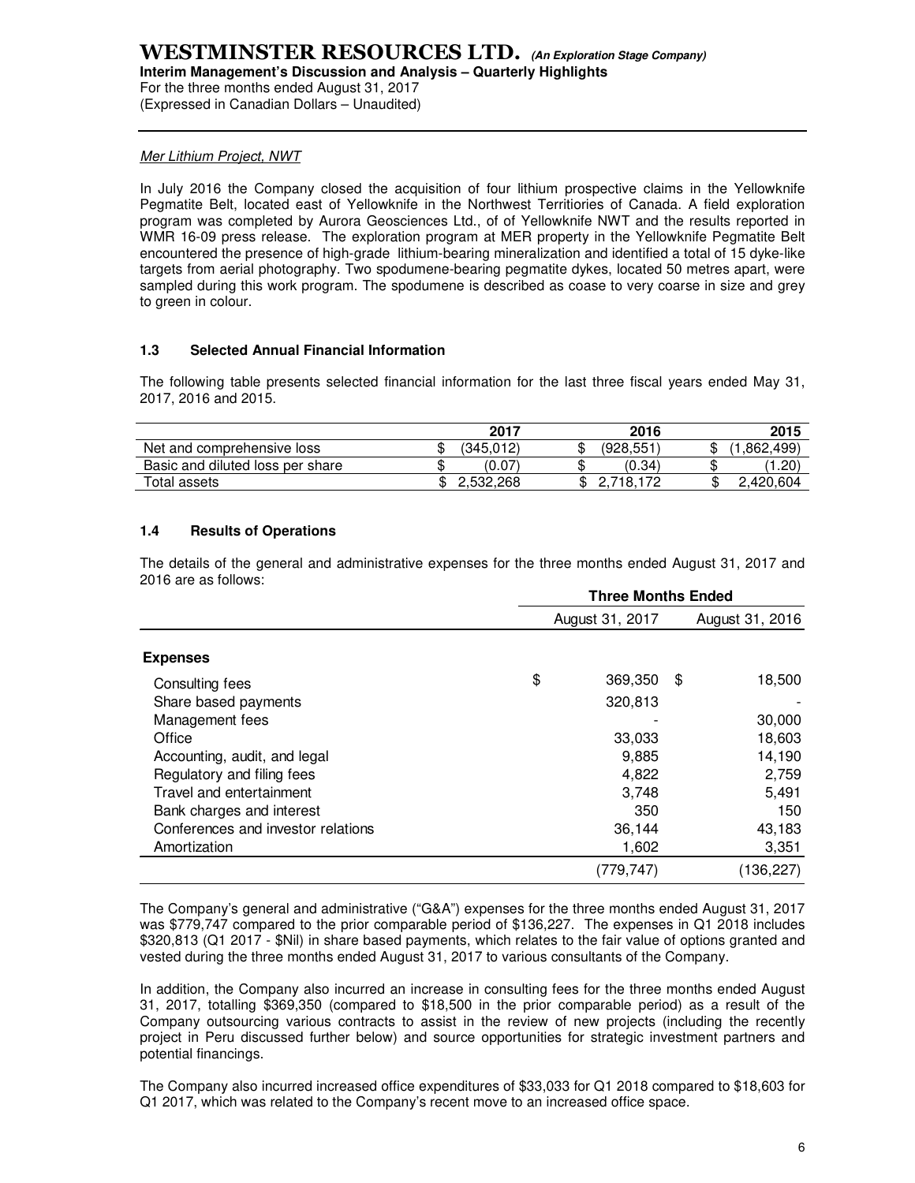*Mer Lithium Project, NWT*

In July 2016 the Company closed the acquisition of four lithium prospective claims in the Yellowknife Pegmatite Belt, located east of Yellowknife in the Northwest Territiories of Canada. A field exploration program was completed by Aurora Geosciences Ltd., of of Yellowknife NWT and the results reported in WMR 16-09 press release. The exploration program at MER property in the Yellowknife Pegmatite Belt encountered the presence of high-grade lithium-bearing mineralization and identified a total of 15 dyke-like targets from aerial photography. Two spodumene-bearing pegmatite dykes, located 50 metres apart, were sampled during this work program. The spodumene is described as coase to very coarse in size and grey to green in colour.

### 1.3 Selected Annual Financial Information

The following table presents selected financial information for the last three fiscal years ended May 31, 2017, 2016 and 2015.

| | 2017 | 2016 | 2015 |
|---|---|---|---|
| Net and comprehensive loss | $ (345,012) | $ (928,551) | $ (1,862,499) |
| Basic and diluted loss per share | $ (0.07) | $ (0.34) | $ (1.20) |
| Total assets | $ 2,532,268 | $ 2,718,172 | $ 2,420,604 |

### 1.4 Results of Operations

The details of the general and administrative expenses for the three months ended August 31, 2017 and 2016 are as follows:

| | Three Months Ended | |
|---|---|---|
| | August 31, 2017 | August 31, 2016 |
| **Expenses** | | |
| Consulting fees | $ 369,350 | $ 18,500 |
| Share based payments | 320,813 | - |
| Management fees | - | 30,000 |
| Office | 33,033 | 18,603 |
| Accounting, audit, and legal | 9,885 | 14,190 |
| Regulatory and filing fees | 4,822 | 2,759 |
| Travel and entertainment | 3,748 | 5,491 |
| Bank charges and interest | 350 | 150 |
| Conferences and investor relations | 36,144 | 43,183 |
| Amortization | 1,602 | 3,351 |
| | (779,747) | (136,227) |

The Company's general and administrative ("G&A") expenses for the three months ended August 31, 2017 was $779,747 compared to the prior comparable period of $136,227. The expenses in Q1 2018 includes $320,813 (Q1 2017 - $Nil) in share based payments, which relates to the fair value of options granted and vested during the three months ended August 31, 2017 to various consultants of the Company.

In addition, the Company also incurred an increase in consulting fees for the three months ended August 31, 2017, totalling $369,350 (compared to $18,500 in the prior comparable period) as a result of the Company outsourcing various contracts to assist in the review of new projects (including the recently project in Peru discussed further below) and source opportunities for strategic investment partners and potential financings.

The Company also incurred increased office expenditures of $33,033 for Q1 2018 compared to $18,603 for Q1 2017, which was related to the Company's recent move to an increased office space.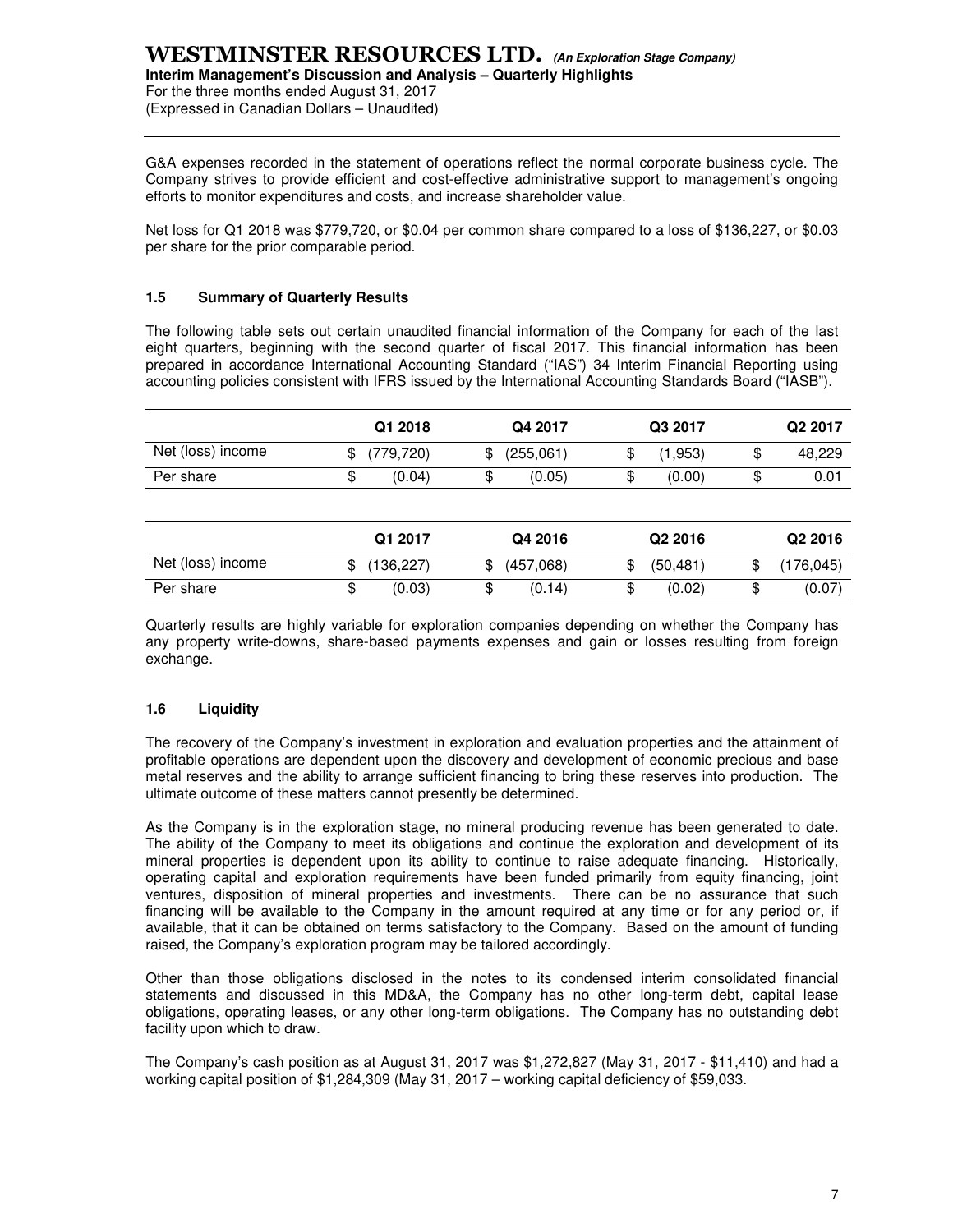G&A expenses recorded in the statement of operations reflect the normal corporate business cycle. The Company strives to provide efficient and cost-effective administrative support to management's ongoing efforts to monitor expenditures and costs, and increase shareholder value.

Net loss for Q1 2018 was $779,720, or $0.04 per common share compared to a loss of $136,227, or $0.03 per share for the prior comparable period.

### 1.5 Summary of Quarterly Results

The following table sets out certain unaudited financial information of the Company for each of the last eight quarters, beginning with the second quarter of fiscal 2017. This financial information has been prepared in accordance International Accounting Standard ("IAS") 34 Interim Financial Reporting using accounting policies consistent with IFRS issued by the International Accounting Standards Board ("IASB").

| | Q1 2018 | Q4 2017 | Q3 2017 | Q2 2017 |
|---|---|---|---|---|
| Net (loss) income | $ (779,720) | $ (255,061) | $ (1,953) | $ 48,229 |
| Per share | $ (0.04) | $ (0.05) | $ (0.00) | $ 0.01 |

| | Q1 2017 | Q4 2016 | Q2 2016 | Q2 2016 |
|---|---|---|---|---|
| Net (loss) income | $ (136,227) | $ (457,068) | $ (50,481) | $ (176,045) |
| Per share | $ (0.03) | $ (0.14) | $ (0.02) | $ (0.07) |

Quarterly results are highly variable for exploration companies depending on whether the Company has any property write-downs, share-based payments expenses and gain or losses resulting from foreign exchange.

### 1.6 Liquidity

The recovery of the Company's investment in exploration and evaluation properties and the attainment of profitable operations are dependent upon the discovery and development of economic precious and base metal reserves and the ability to arrange sufficient financing to bring these reserves into production. The ultimate outcome of these matters cannot presently be determined.

As the Company is in the exploration stage, no mineral producing revenue has been generated to date. The ability of the Company to meet its obligations and continue the exploration and development of its mineral properties is dependent upon its ability to continue to raise adequate financing. Historically, operating capital and exploration requirements have been funded primarily from equity financing, joint ventures, disposition of mineral properties and investments. There can be no assurance that such financing will be available to the Company in the amount required at any time or for any period or, if available, that it can be obtained on terms satisfactory to the Company. Based on the amount of funding raised, the Company's exploration program may be tailored accordingly.

Other than those obligations disclosed in the notes to its condensed interim consolidated financial statements and discussed in this MD&A, the Company has no other long-term debt, capital lease obligations, operating leases, or any other long-term obligations. The Company has no outstanding debt facility upon which to draw.

The Company's cash position as at August 31, 2017 was $1,272,827 (May 31, 2017 - $11,410) and had a working capital position of $1,284,309 (May 31, 2017 – working capital deficiency of $59,033.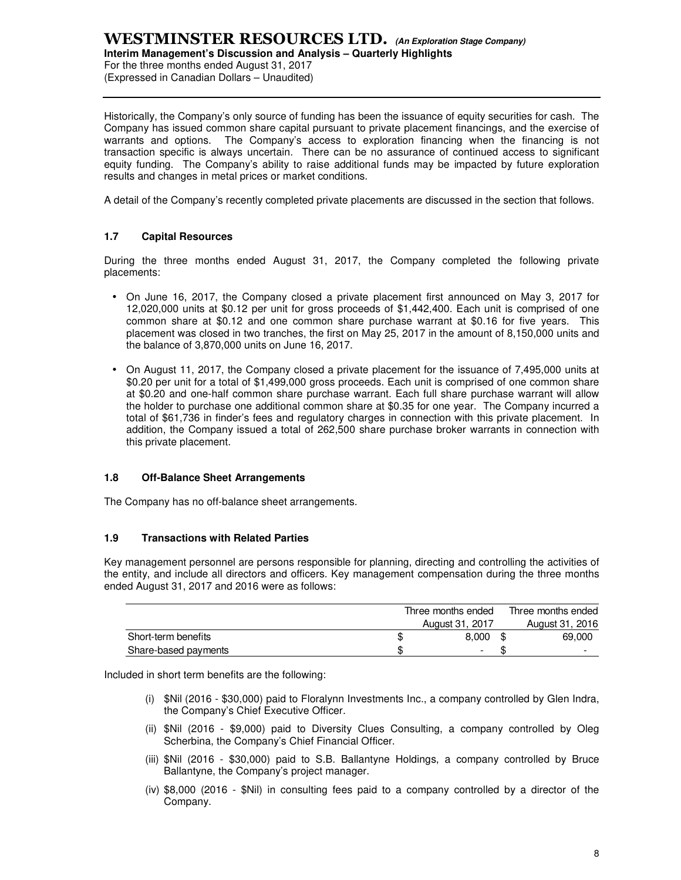Historically, the Company's only source of funding has been the issuance of equity securities for cash. The Company has issued common share capital pursuant to private placement financings, and the exercise of warrants and options. The Company's access to exploration financing when the financing is not transaction specific is always uncertain. There can be no assurance of continued access to significant equity funding. The Company's ability to raise additional funds may be impacted by future exploration results and changes in metal prices or market conditions.

A detail of the Company's recently completed private placements are discussed in the section that follows.

### 1.7 Capital Resources

During the three months ended August 31, 2017, the Company completed the following private placements:

- On June 16, 2017, the Company closed a private placement first announced on May 3, 2017 for 12,020,000 units at $0.12 per unit for gross proceeds of $1,442,400. Each unit is comprised of one common share at $0.12 and one common share purchase warrant at $0.16 for five years. This placement was closed in two tranches, the first on May 25, 2017 in the amount of 8,150,000 units and the balance of 3,870,000 units on June 16, 2017.
- On August 11, 2017, the Company closed a private placement for the issuance of 7,495,000 units at $0.20 per unit for a total of $1,499,000 gross proceeds. Each unit is comprised of one common share at $0.20 and one-half common share purchase warrant. Each full share purchase warrant will allow the holder to purchase one additional common share at $0.35 for one year. The Company incurred a total of $61,736 in finder's fees and regulatory charges in connection with this private placement. In addition, the Company issued a total of 262,500 share purchase broker warrants in connection with this private placement.

### 1.8 Off-Balance Sheet Arrangements

The Company has no off-balance sheet arrangements.

### 1.9 Transactions with Related Parties

Key management personnel are persons responsible for planning, directing and controlling the activities of the entity, and include all directors and officers. Key management compensation during the three months ended August 31, 2017 and 2016 were as follows:

| | Three months ended August 31, 2017 | Three months ended August 31, 2016 |
|---|---|---|
| Short-term benefits | $ 8,000 | $ 69,000 |
| Share-based payments | $ - | $ - |

Included in short term benefits are the following:

(i) $Nil (2016 - $30,000) paid to Floralynn Investments Inc., a company controlled by Glen Indra, the Company's Chief Executive Officer.

(ii) $Nil (2016 - $9,000) paid to Diversity Clues Consulting, a company controlled by Oleg Scherbina, the Company's Chief Financial Officer.

(iii) $Nil (2016 - $30,000) paid to S.B. Ballantyne Holdings, a company controlled by Bruce Ballantyne, the Company's project manager.

(iv) $8,000 (2016 - $Nil) in consulting fees paid to a company controlled by a director of the Company.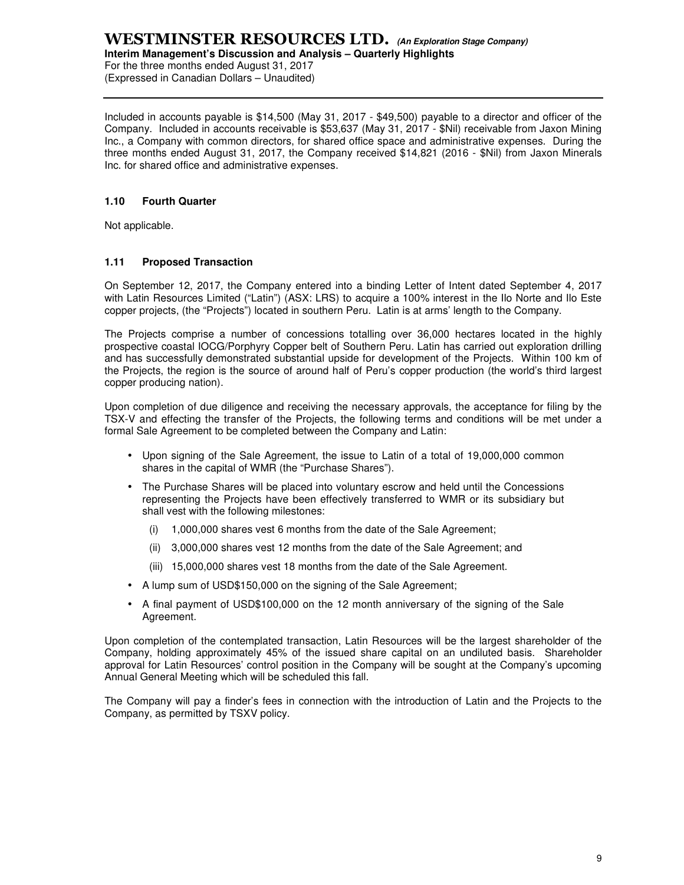Included in accounts payable is $14,500 (May 31, 2017 - $49,500) payable to a director and officer of the Company. Included in accounts receivable is $53,637 (May 31, 2017 - $Nil) receivable from Jaxon Mining Inc., a Company with common directors, for shared office space and administrative expenses. During the three months ended August 31, 2017, the Company received $14,821 (2016 - $Nil) from Jaxon Minerals Inc. for shared office and administrative expenses.

### 1.10 Fourth Quarter

Not applicable.

### 1.11 Proposed Transaction

On September 12, 2017, the Company entered into a binding Letter of Intent dated September 4, 2017 with Latin Resources Limited ("Latin") (ASX: LRS) to acquire a 100% interest in the Ilo Norte and Ilo Este copper projects, (the "Projects") located in southern Peru. Latin is at arms' length to the Company.

The Projects comprise a number of concessions totalling over 36,000 hectares located in the highly prospective coastal IOCG/Porphyry Copper belt of Southern Peru. Latin has carried out exploration drilling and has successfully demonstrated substantial upside for development of the Projects. Within 100 km of the Projects, the region is the source of around half of Peru's copper production (the world's third largest copper producing nation).

Upon completion of due diligence and receiving the necessary approvals, the acceptance for filing by the TSX-V and effecting the transfer of the Projects, the following terms and conditions will be met under a formal Sale Agreement to be completed between the Company and Latin:

- Upon signing of the Sale Agreement, the issue to Latin of a total of 19,000,000 common shares in the capital of WMR (the "Purchase Shares").
- The Purchase Shares will be placed into voluntary escrow and held until the Concessions representing the Projects have been effectively transferred to WMR or its subsidiary but shall vest with the following milestones:
  - (i) 1,000,000 shares vest 6 months from the date of the Sale Agreement;
  - (ii) 3,000,000 shares vest 12 months from the date of the Sale Agreement; and
  - (iii) 15,000,000 shares vest 18 months from the date of the Sale Agreement.
- A lump sum of USD$150,000 on the signing of the Sale Agreement;
- A final payment of USD$100,000 on the 12 month anniversary of the signing of the Sale Agreement.

Upon completion of the contemplated transaction, Latin Resources will be the largest shareholder of the Company, holding approximately 45% of the issued share capital on an undiluted basis. Shareholder approval for Latin Resources' control position in the Company will be sought at the Company's upcoming Annual General Meeting which will be scheduled this fall.

The Company will pay a finder's fees in connection with the introduction of Latin and the Projects to the Company, as permitted by TSXV policy.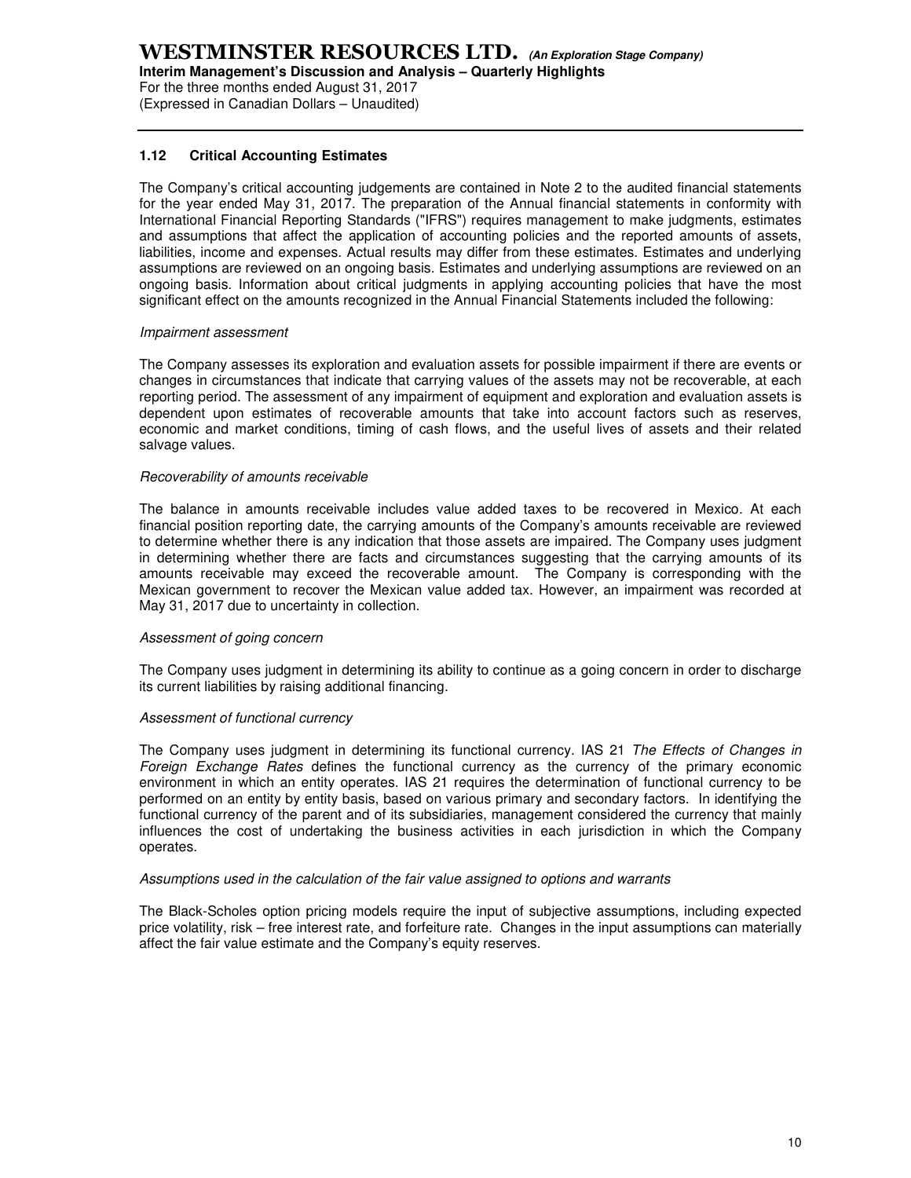## 1.12 Critical Accounting Estimates

The Company's critical accounting judgements are contained in Note 2 to the audited financial statements for the year ended May 31, 2017. The preparation of the Annual financial statements in conformity with International Financial Reporting Standards ("IFRS") requires management to make judgments, estimates and assumptions that affect the application of accounting policies and the reported amounts of assets, liabilities, income and expenses. Actual results may differ from these estimates. Estimates and underlying assumptions are reviewed on an ongoing basis. Estimates and underlying assumptions are reviewed on an ongoing basis. Information about critical judgments in applying accounting policies that have the most significant effect on the amounts recognized in the Annual Financial Statements included the following:

*Impairment assessment*

The Company assesses its exploration and evaluation assets for possible impairment if there are events or changes in circumstances that indicate that carrying values of the assets may not be recoverable, at each reporting period. The assessment of any impairment of equipment and exploration and evaluation assets is dependent upon estimates of recoverable amounts that take into account factors such as reserves, economic and market conditions, timing of cash flows, and the useful lives of assets and their related salvage values.

*Recoverability of amounts receivable*

The balance in amounts receivable includes value added taxes to be recovered in Mexico. At each financial position reporting date, the carrying amounts of the Company's amounts receivable are reviewed to determine whether there is any indication that those assets are impaired. The Company uses judgment in determining whether there are facts and circumstances suggesting that the carrying amounts of its amounts receivable may exceed the recoverable amount. The Company is corresponding with the Mexican government to recover the Mexican value added tax. However, an impairment was recorded at May 31, 2017 due to uncertainty in collection.

*Assessment of going concern*

The Company uses judgment in determining its ability to continue as a going concern in order to discharge its current liabilities by raising additional financing.

*Assessment of functional currency*

The Company uses judgment in determining its functional currency. IAS 21 *The Effects of Changes in Foreign Exchange Rates* defines the functional currency as the currency of the primary economic environment in which an entity operates. IAS 21 requires the determination of functional currency to be performed on an entity by entity basis, based on various primary and secondary factors. In identifying the functional currency of the parent and of its subsidiaries, management considered the currency that mainly influences the cost of undertaking the business activities in each jurisdiction in which the Company operates.

*Assumptions used in the calculation of the fair value assigned to options and warrants*

The Black-Scholes option pricing models require the input of subjective assumptions, including expected price volatility, risk – free interest rate, and forfeiture rate. Changes in the input assumptions can materially affect the fair value estimate and the Company's equity reserves.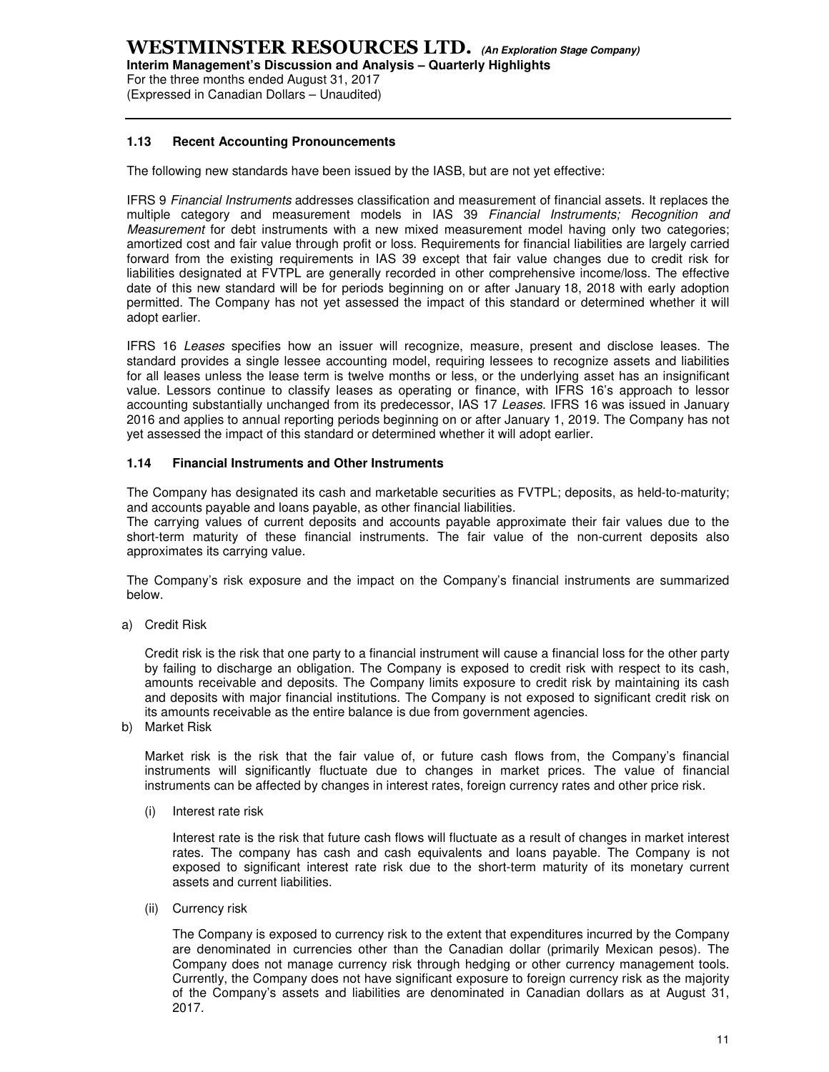## 1.13 Recent Accounting Pronouncements

The following new standards have been issued by the IASB, but are not yet effective:

IFRS 9 *Financial Instruments* addresses classification and measurement of financial assets. It replaces the multiple category and measurement models in IAS 39 *Financial Instruments; Recognition and Measurement* for debt instruments with a new mixed measurement model having only two categories; amortized cost and fair value through profit or loss. Requirements for financial liabilities are largely carried forward from the existing requirements in IAS 39 except that fair value changes due to credit risk for liabilities designated at FVTPL are generally recorded in other comprehensive income/loss. The effective date of this new standard will be for periods beginning on or after January 18, 2018 with early adoption permitted. The Company has not yet assessed the impact of this standard or determined whether it will adopt earlier.

IFRS 16 *Leases* specifies how an issuer will recognize, measure, present and disclose leases. The standard provides a single lessee accounting model, requiring lessees to recognize assets and liabilities for all leases unless the lease term is twelve months or less, or the underlying asset has an insignificant value. Lessors continue to classify leases as operating or finance, with IFRS 16's approach to lessor accounting substantially unchanged from its predecessor, IAS 17 *Leases*. IFRS 16 was issued in January 2016 and applies to annual reporting periods beginning on or after January 1, 2019. The Company has not yet assessed the impact of this standard or determined whether it will adopt earlier.

## 1.14 Financial Instruments and Other Instruments

The Company has designated its cash and marketable securities as FVTPL; deposits, as held-to-maturity; and accounts payable and loans payable, as other financial liabilities.
The carrying values of current deposits and accounts payable approximate their fair values due to the short-term maturity of these financial instruments. The fair value of the non-current deposits also approximates its carrying value.

The Company's risk exposure and the impact on the Company's financial instruments are summarized below.

a) Credit Risk

Credit risk is the risk that one party to a financial instrument will cause a financial loss for the other party by failing to discharge an obligation. The Company is exposed to credit risk with respect to its cash, amounts receivable and deposits. The Company limits exposure to credit risk by maintaining its cash and deposits with major financial institutions. The Company is not exposed to significant credit risk on its amounts receivable as the entire balance is due from government agencies.

b) Market Risk

Market risk is the risk that the fair value of, or future cash flows from, the Company's financial instruments will significantly fluctuate due to changes in market prices. The value of financial instruments can be affected by changes in interest rates, foreign currency rates and other price risk.

(i) Interest rate risk

Interest rate is the risk that future cash flows will fluctuate as a result of changes in market interest rates. The company has cash and cash equivalents and loans payable. The Company is not exposed to significant interest rate risk due to the short-term maturity of its monetary current assets and current liabilities.

(ii) Currency risk

The Company is exposed to currency risk to the extent that expenditures incurred by the Company are denominated in currencies other than the Canadian dollar (primarily Mexican pesos). The Company does not manage currency risk through hedging or other currency management tools. Currently, the Company does not have significant exposure to foreign currency risk as the majority of the Company's assets and liabilities are denominated in Canadian dollars as at August 31, 2017.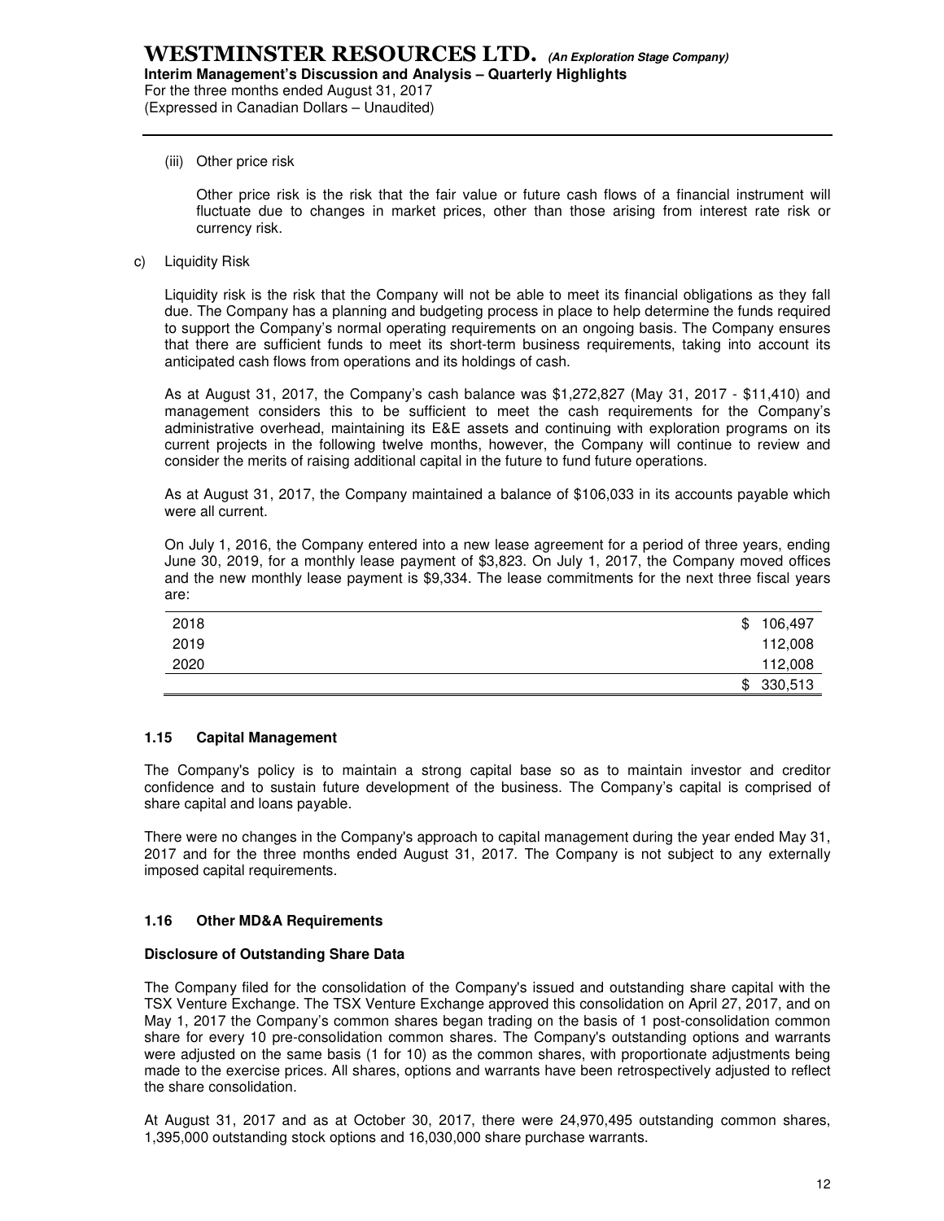(iii) Other price risk

Other price risk is the risk that the fair value or future cash flows of a financial instrument will fluctuate due to changes in market prices, other than those arising from interest rate risk or currency risk.

c) Liquidity Risk

Liquidity risk is the risk that the Company will not be able to meet its financial obligations as they fall due. The Company has a planning and budgeting process in place to help determine the funds required to support the Company's normal operating requirements on an ongoing basis. The Company ensures that there are sufficient funds to meet its short-term business requirements, taking into account its anticipated cash flows from operations and its holdings of cash.

As at August 31, 2017, the Company's cash balance was $1,272,827 (May 31, 2017 - $11,410) and management considers this to be sufficient to meet the cash requirements for the Company's administrative overhead, maintaining its E&E assets and continuing with exploration programs on its current projects in the following twelve months, however, the Company will continue to review and consider the merits of raising additional capital in the future to fund future operations.

As at August 31, 2017, the Company maintained a balance of $106,033 in its accounts payable which were all current.

On July 1, 2016, the Company entered into a new lease agreement for a period of three years, ending June 30, 2019, for a monthly lease payment of $3,823. On July 1, 2017, the Company moved offices and the new monthly lease payment is $9,334. The lease commitments for the next three fiscal years are:

| | |
|---|---|
| 2018 | $ 106,497 |
| 2019 | 112,008 |
| 2020 | 112,008 |
| | $ 330,513 |

### 1.15 Capital Management

The Company's policy is to maintain a strong capital base so as to maintain investor and creditor confidence and to sustain future development of the business. The Company's capital is comprised of share capital and loans payable.

There were no changes in the Company's approach to capital management during the year ended May 31, 2017 and for the three months ended August 31, 2017. The Company is not subject to any externally imposed capital requirements.

### 1.16 Other MD&A Requirements

**Disclosure of Outstanding Share Data**

The Company filed for the consolidation of the Company's issued and outstanding share capital with the TSX Venture Exchange. The TSX Venture Exchange approved this consolidation on April 27, 2017, and on May 1, 2017 the Company's common shares began trading on the basis of 1 post-consolidation common share for every 10 pre-consolidation common shares. The Company's outstanding options and warrants were adjusted on the same basis (1 for 10) as the common shares, with proportionate adjustments being made to the exercise prices. All shares, options and warrants have been retrospectively adjusted to reflect the share consolidation.

At August 31, 2017 and as at October 30, 2017, there were 24,970,495 outstanding common shares, 1,395,000 outstanding stock options and 16,030,000 share purchase warrants.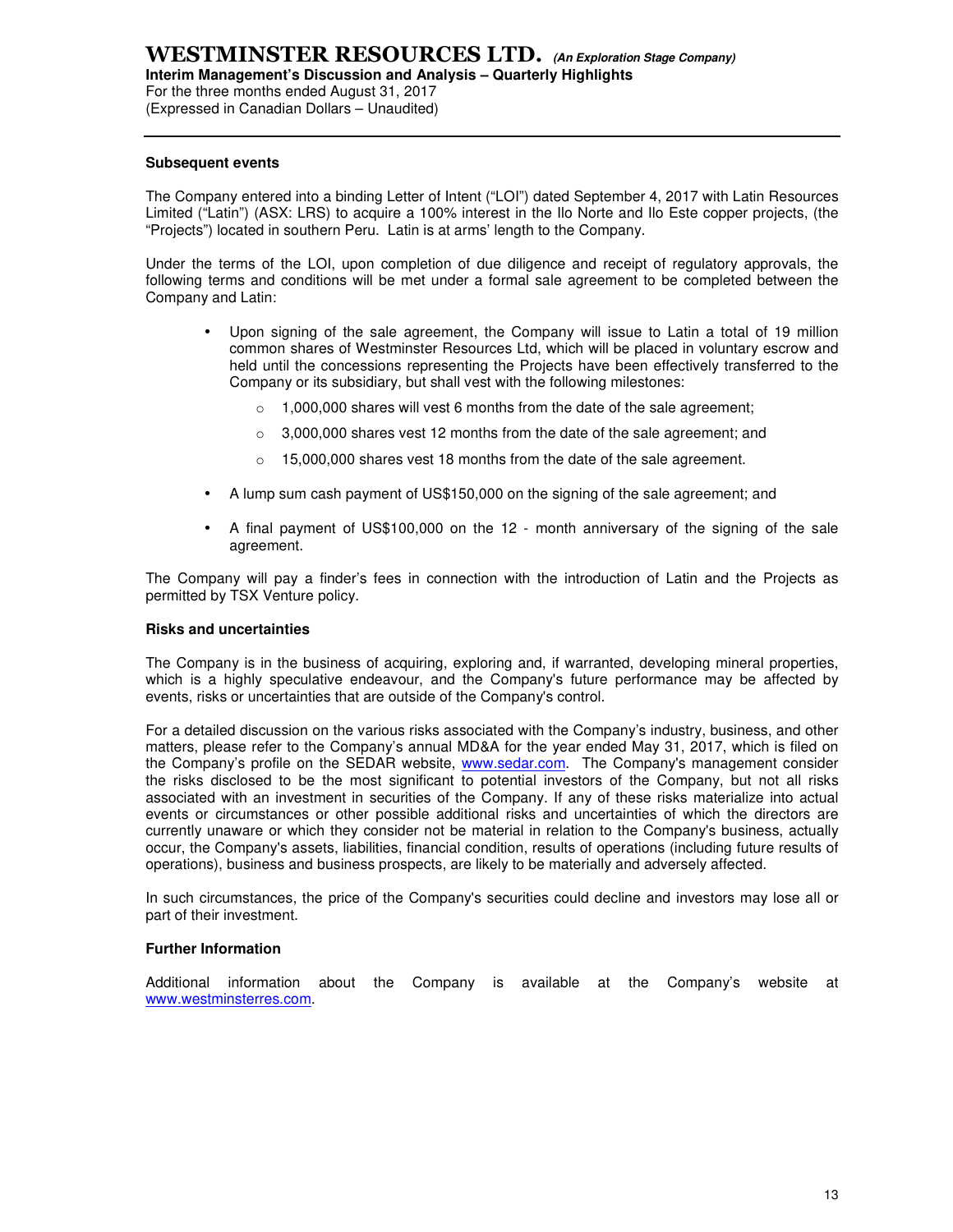### Subsequent events

The Company entered into a binding Letter of Intent ("LOI") dated September 4, 2017 with Latin Resources Limited ("Latin") (ASX: LRS) to acquire a 100% interest in the Ilo Norte and Ilo Este copper projects, (the "Projects") located in southern Peru. Latin is at arms' length to the Company.

Under the terms of the LOI, upon completion of due diligence and receipt of regulatory approvals, the following terms and conditions will be met under a formal sale agreement to be completed between the Company and Latin:

- Upon signing of the sale agreement, the Company will issue to Latin a total of 19 million common shares of Westminster Resources Ltd, which will be placed in voluntary escrow and held until the concessions representing the Projects have been effectively transferred to the Company or its subsidiary, but shall vest with the following milestones:
  - 1,000,000 shares will vest 6 months from the date of the sale agreement;
  - 3,000,000 shares vest 12 months from the date of the sale agreement; and
  - 15,000,000 shares vest 18 months from the date of the sale agreement.
- A lump sum cash payment of US$150,000 on the signing of the sale agreement; and
- A final payment of US$100,000 on the 12 - month anniversary of the signing of the sale agreement.

The Company will pay a finder's fees in connection with the introduction of Latin and the Projects as permitted by TSX Venture policy.

### Risks and uncertainties

The Company is in the business of acquiring, exploring and, if warranted, developing mineral properties, which is a highly speculative endeavour, and the Company's future performance may be affected by events, risks or uncertainties that are outside of the Company's control.

For a detailed discussion on the various risks associated with the Company's industry, business, and other matters, please refer to the Company's annual MD&A for the year ended May 31, 2017, which is filed on the Company's profile on the SEDAR website, www.sedar.com. The Company's management consider the risks disclosed to be the most significant to potential investors of the Company, but not all risks associated with an investment in securities of the Company. If any of these risks materialize into actual events or circumstances or other possible additional risks and uncertainties of which the directors are currently unaware or which they consider not be material in relation to the Company's business, actually occur, the Company's assets, liabilities, financial condition, results of operations (including future results of operations), business and business prospects, are likely to be materially and adversely affected.

In such circumstances, the price of the Company's securities could decline and investors may lose all or part of their investment.

### Further Information

Additional information about the Company is available at the Company's website at www.westminsterres.com.